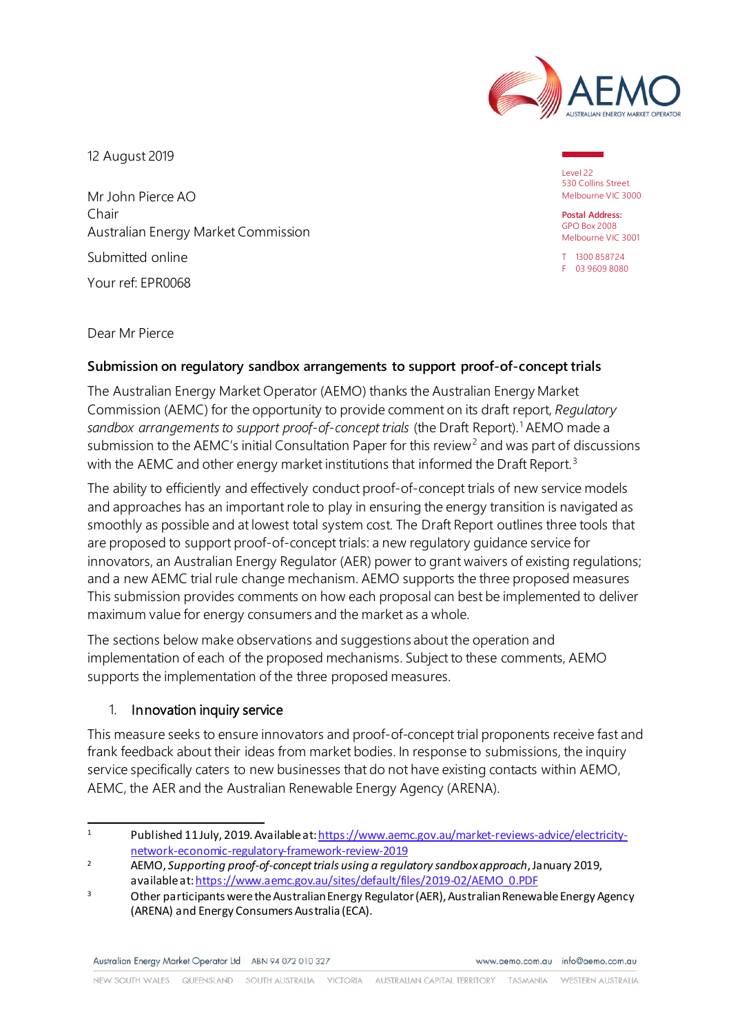12 August 2019

Mr John Pierce AO
Chair
Australian Energy Market Commission

Submitted online

Your ref: EPR0068

Level 22
530 Collins Street
Melbourne VIC 3000

**Postal Address:**
GPO Box 2008
Melbourne VIC 3001

T 1300 858724
F 03 9609 8080

Dear Mr Pierce

**Submission on regulatory sandbox arrangements to support proof-of-concept trials**

The Australian Energy Market Operator (AEMO) thanks the Australian Energy Market Commission (AEMC) for the opportunity to provide comment on its draft report, *Regulatory sandbox arrangements to support proof-of-concept trials* (the Draft Report).[1] AEMO made a submission to the AEMC's initial Consultation Paper for this review[2] and was part of discussions with the AEMC and other energy market institutions that informed the Draft Report.[3]

The ability to efficiently and effectively conduct proof-of-concept trials of new service models and approaches has an important role to play in ensuring the energy transition is navigated as smoothly as possible and at lowest total system cost. The Draft Report outlines three tools that are proposed to support proof-of-concept trials: a new regulatory guidance service for innovators, an Australian Energy Regulator (AER) power to grant waivers of existing regulations; and a new AEMC trial rule change mechanism. AEMO supports the three proposed measures This submission provides comments on how each proposal can best be implemented to deliver maximum value for energy consumers and the market as a whole.

The sections below make observations and suggestions about the operation and implementation of each of the proposed mechanisms. Subject to these comments, AEMO supports the implementation of the three proposed measures.

## 1. Innovation inquiry service

This measure seeks to ensure innovators and proof-of-concept trial proponents receive fast and frank feedback about their ideas from market bodies. In response to submissions, the inquiry service specifically caters to new businesses that do not have existing contacts within AEMO, AEMC, the AER and the Australian Renewable Energy Agency (ARENA).

---

[1] Published 11 July, 2019. Available at: https://www.aemc.gov.au/market-reviews-advice/electricity-network-economic-regulatory-framework-review-2019

[2] AEMO, *Supporting proof-of-concept trials using a regulatory sandbox approach*, January 2019, available at: https://www.aemc.gov.au/sites/default/files/2019-02/AEMO_0.PDF

[3] Other participants were the Australian Energy Regulator (AER), Australian Renewable Energy Agency (ARENA) and Energy Consumers Australia (ECA).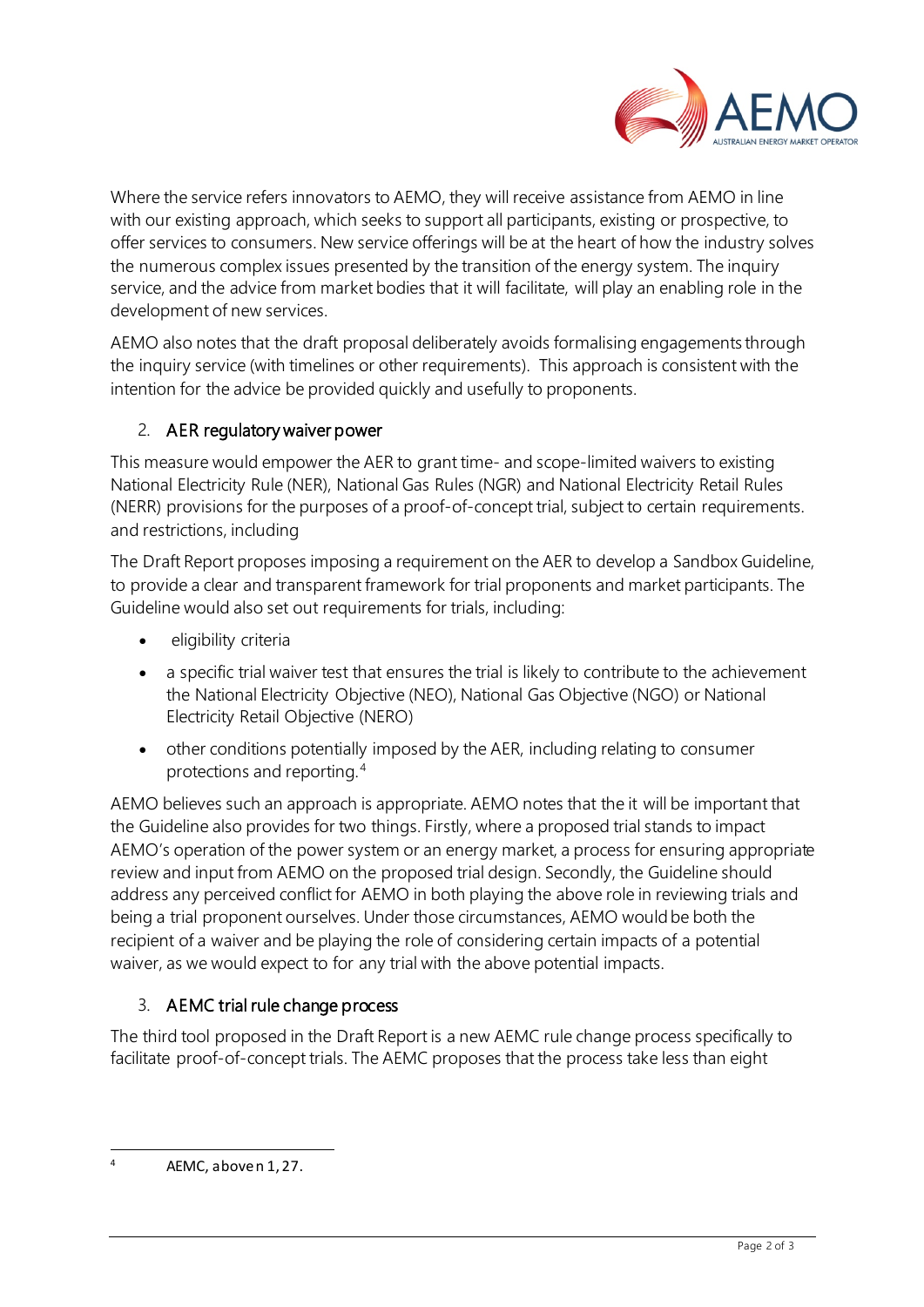Where the service refers innovators to AEMO, they will receive assistance from AEMO in line with our existing approach, which seeks to support all participants, existing or prospective, to offer services to consumers. New service offerings will be at the heart of how the industry solves the numerous complex issues presented by the transition of the energy system. The inquiry service, and the advice from market bodies that it will facilitate, will play an enabling role in the development of new services.

AEMO also notes that the draft proposal deliberately avoids formalising engagements through the inquiry service (with timelines or other requirements). This approach is consistent with the intention for the advice be provided quickly and usefully to proponents.

2. AER regulatory waiver power

This measure would empower the AER to grant time- and scope-limited waivers to existing National Electricity Rule (NER), National Gas Rules (NGR) and National Electricity Retail Rules (NERR) provisions for the purposes of a proof-of-concept trial, subject to certain requirements. and restrictions, including

The Draft Report proposes imposing a requirement on the AER to develop a Sandbox Guideline, to provide a clear and transparent framework for trial proponents and market participants. The Guideline would also set out requirements for trials, including:

- eligibility criteria
- a specific trial waiver test that ensures the trial is likely to contribute to the achievement the National Electricity Objective (NEO), National Gas Objective (NGO) or National Electricity Retail Objective (NERO)
- other conditions potentially imposed by the AER, including relating to consumer protections and reporting.[4]

AEMO believes such an approach is appropriate. AEMO notes that the it will be important that the Guideline also provides for two things. Firstly, where a proposed trial stands to impact AEMO's operation of the power system or an energy market, a process for ensuring appropriate review and input from AEMO on the proposed trial design. Secondly, the Guideline should address any perceived conflict for AEMO in both playing the above role in reviewing trials and being a trial proponent ourselves. Under those circumstances, AEMO would be both the recipient of a waiver and be playing the role of considering certain impacts of a potential waiver, as we would expect to for any trial with the above potential impacts.

3. AEMC trial rule change process

The third tool proposed in the Draft Report is a new AEMC rule change process specifically to facilitate proof-of-concept trials. The AEMC proposes that the process take less than eight

---

[4] AEMC, above n 1, 27.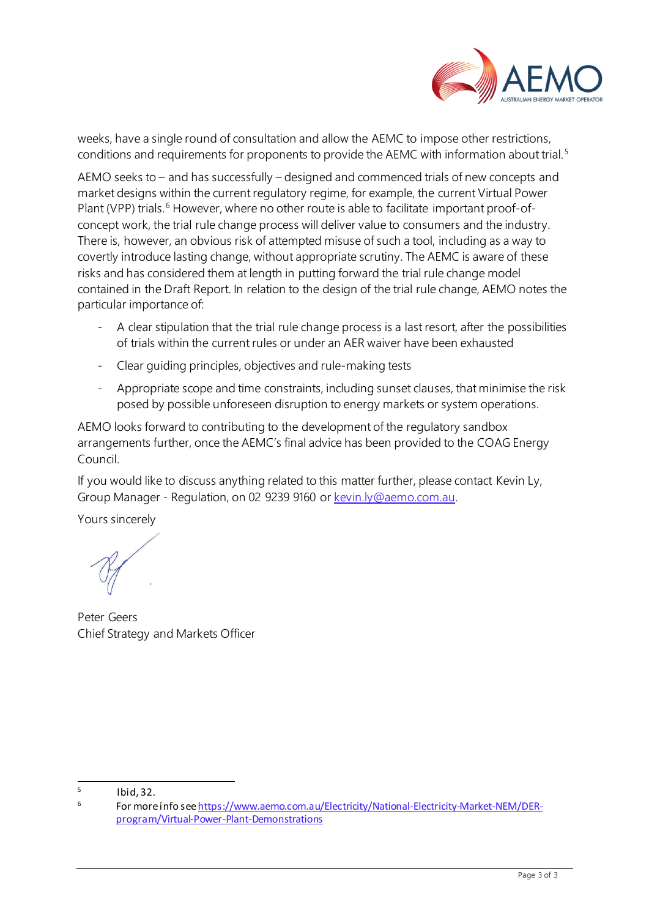weeks, have a single round of consultation and allow the AEMC to impose other restrictions, conditions and requirements for proponents to provide the AEMC with information about trial.[5]

AEMO seeks to – and has successfully – designed and commenced trials of new concepts and market designs within the current regulatory regime, for example, the current Virtual Power Plant (VPP) trials.[6] However, where no other route is able to facilitate important proof-of-concept work, the trial rule change process will deliver value to consumers and the industry. There is, however, an obvious risk of attempted misuse of such a tool, including as a way to covertly introduce lasting change, without appropriate scrutiny. The AEMC is aware of these risks and has considered them at length in putting forward the trial rule change model contained in the Draft Report. In relation to the design of the trial rule change, AEMO notes the particular importance of:

- A clear stipulation that the trial rule change process is a last resort, after the possibilities of trials within the current rules or under an AER waiver have been exhausted
- Clear guiding principles, objectives and rule-making tests
- Appropriate scope and time constraints, including sunset clauses, that minimise the risk posed by possible unforeseen disruption to energy markets or system operations.

AEMO looks forward to contributing to the development of the regulatory sandbox arrangements further, once the AEMC's final advice has been provided to the COAG Energy Council.

If you would like to discuss anything related to this matter further, please contact Kevin Ly, Group Manager - Regulation, on 02 9239 9160 or kevin.ly@aemo.com.au.

Yours sincerely

Peter Geers
Chief Strategy and Markets Officer

---

[5] Ibid, 32.

[6] For more info see https://www.aemo.com.au/Electricity/National-Electricity-Market-NEM/DER-program/Virtual-Power-Plant-Demonstrations